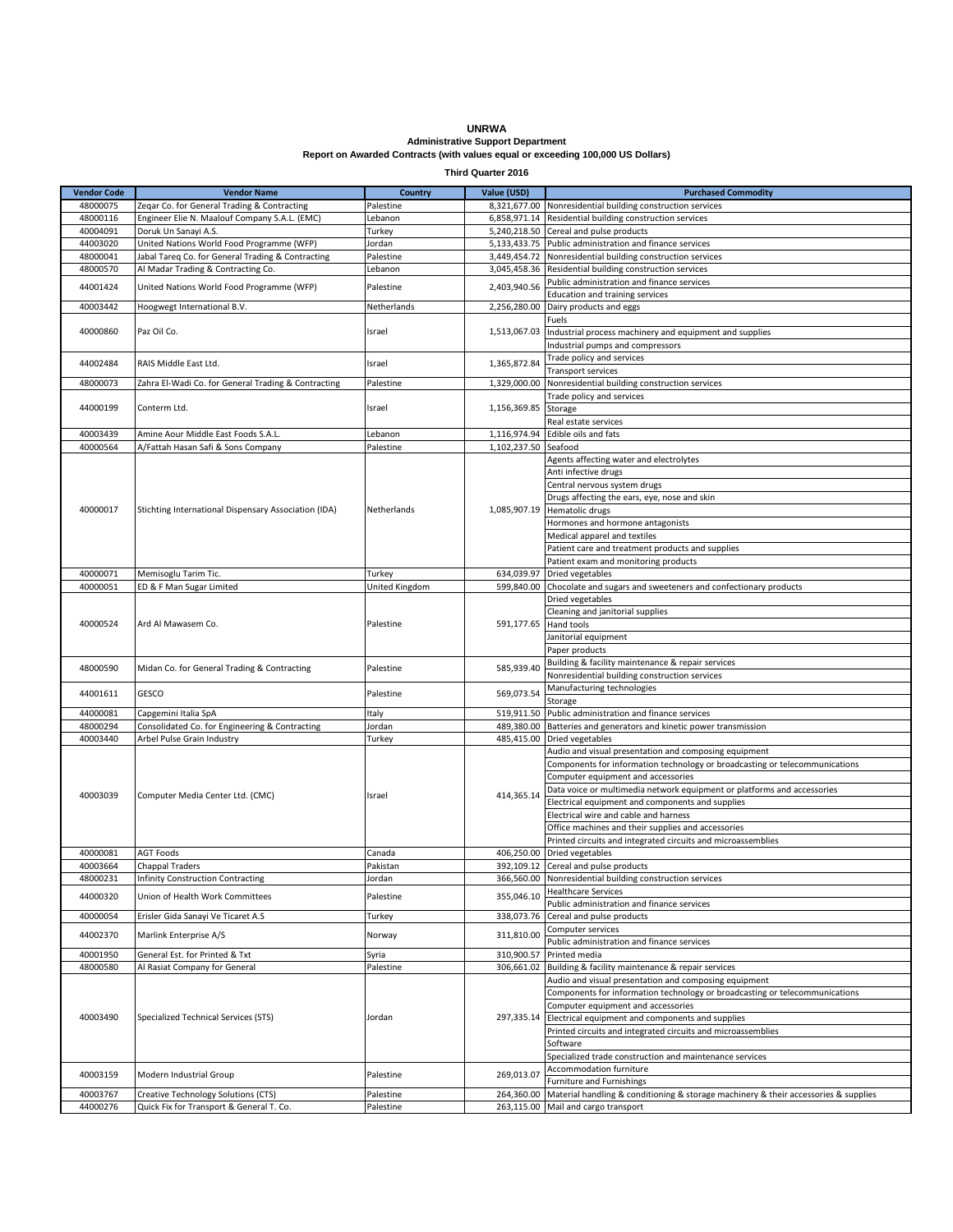# UNRWA

## Administrative Support Department

### Report on Awarded Contracts (with values equal or exceeding 100,000 US Dollars)

**Third Quarter 2016**

| Vendor Code | Vendor Name | Country | Value (USD) | Purchased Commodity |
|---|---|---|---|---|
| 48000075 | Zeqar Co. for General Trading & Contracting | Palestine | 8,321,677.00 | Nonresidential building construction services |
| 48000116 | Engineer Elie N. Maalouf Company S.A.L. (EMC) | Lebanon | 6,858,971.14 | Residential building construction services |
| 40004091 | Doruk Un Sanayi A.S. | Turkey | 5,240,218.50 | Cereal and pulse products |
| 44003020 | United Nations World Food Programme (WFP) | Jordan | 5,133,433.75 | Public administration and finance services |
| 48000041 | Jabal Tareq Co. for General Trading & Contracting | Palestine | 3,449,454.72 | Nonresidential building construction services |
| 48000570 | Al Madar Trading & Contracting Co. | Lebanon | 3,045,458.36 | Residential building construction services |
| 44001424 | United Nations World Food Programme (WFP) | Palestine | 2,403,940.56 | Public administration and finance services<br>Education and training services |
| 40003442 | Hoogwegt International B.V. | Netherlands | 2,256,280.00 | Dairy products and eggs |
| 40000860 | Paz Oil Co. | Israel | 1,513,067.03 | Fuels<br>Industrial process machinery and equipment and supplies<br>Industrial pumps and compressors |
| 44002484 | RAIS Middle East Ltd. | Israel | 1,365,872.84 | Trade policy and services<br>Transport services |
| 48000073 | Zahra El-Wadi Co. for General Trading & Contracting | Palestine | 1,329,000.00 | Nonresidential building construction services |
| 44000199 | Conterm Ltd. | Israel | 1,156,369.85 | Trade policy and services<br>Storage<br>Real estate services |
| 40003439 | Amine Aour Middle East Foods S.A.L. | Lebanon | 1,116,974.94 | Edible oils and fats |
| 40000564 | A/Fattah Hasan Safi & Sons Company | Palestine | 1,102,237.50 | Seafood |
| 40000017 | Stichting International Dispensary Association (IDA) | Netherlands | 1,085,907.19 | Agents affecting water and electrolytes<br>Anti infective drugs<br>Central nervous system drugs<br>Drugs affecting the ears, eye, nose and skin<br>Hematolic drugs<br>Hormones and hormone antagonists<br>Medical apparel and textiles<br>Patient care and treatment products and supplies<br>Patient exam and monitoring products |
| 40000071 | Memisoglu Tarim Tic. | Turkey | 634,039.97 | Dried vegetables |
| 40000051 | ED & F Man Sugar Limited | United Kingdom | 599,840.00 | Chocolate and sugars and sweeteners and confectionary products |
| 40000524 | Ard Al Mawasem Co. | Palestine | 591,177.65 | Dried vegetables<br>Cleaning and janitorial supplies<br>Hand tools<br>Janitorial equipment<br>Paper products |
| 48000590 | Midan Co. for General Trading & Contracting | Palestine | 585,939.40 | Building & facility maintenance & repair services<br>Nonresidential building construction services |
| 44001611 | GESCO | Palestine | 569,073.54 | Manufacturing technologies<br>Storage |
| 44000081 | Capgemini Italia SpA | Italy | 519,911.50 | Public administration and finance services |
| 48000294 | Consolidated Co. for Engineering & Contracting | Jordan | 489,380.00 | Batteries and generators and kinetic power transmission |
| 40003440 | Arbel Pulse Grain Industry | Turkey | 485,415.00 | Dried vegetables |
| 40003039 | Computer Media Center Ltd. (CMC) | Israel | 414,365.14 | Audio and visual presentation and composing equipment<br>Components for information technology or broadcasting or telecommunications<br>Computer equipment and accessories<br>Data voice or multimedia network equipment or platforms and accessories<br>Electrical equipment and components and supplies<br>Electrical wire and cable and harness<br>Office machines and their supplies and accessories<br>Printed circuits and integrated circuits and microassemblies |
| 40000081 | AGT Foods | Canada | 406,250.00 | Dried vegetables |
| 40003664 | Chappal Traders | Pakistan | 392,109.12 | Cereal and pulse products |
| 48000231 | Infinity Construction Contracting | Jordan | 366,560.00 | Nonresidential building construction services |
| 44000320 | Union of Health Work Committees | Palestine | 355,046.10 | Healthcare Services<br>Public administration and finance services |
| 40000054 | Erisler Gida Sanayi Ve Ticaret A.S | Turkey | 338,073.76 | Cereal and pulse products |
| 44002370 | Marlink Enterprise A/S | Norway | 311,810.00 | Computer services<br>Public administration and finance services |
| 40001950 | General Est. for Printed & Txt | Syria | 310,900.57 | Printed media |
| 48000580 | Al Rasiat Company for General | Palestine | 306,661.02 | Building & facility maintenance & repair services |
| 40003490 | Specialized Technical Services (STS) | Jordan | 297,335.14 | Audio and visual presentation and composing equipment<br>Components for information technology or broadcasting or telecommunications<br>Computer equipment and accessories<br>Electrical equipment and components and supplies<br>Printed circuits and integrated circuits and microassemblies<br>Software<br>Specialized trade construction and maintenance services |
| 40003159 | Modern Industrial Group | Palestine | 269,013.07 | Accommodation furniture<br>Furniture and Furnishings |
| 40003767 | Creative Technology Solutions (CTS) | Palestine | 264,360.00 | Material handling & conditioning & storage machinery & their accessories & supplies |
| 44000276 | Quick Fix for Transport & General T. Co. | Palestine | 263,115.00 | Mail and cargo transport |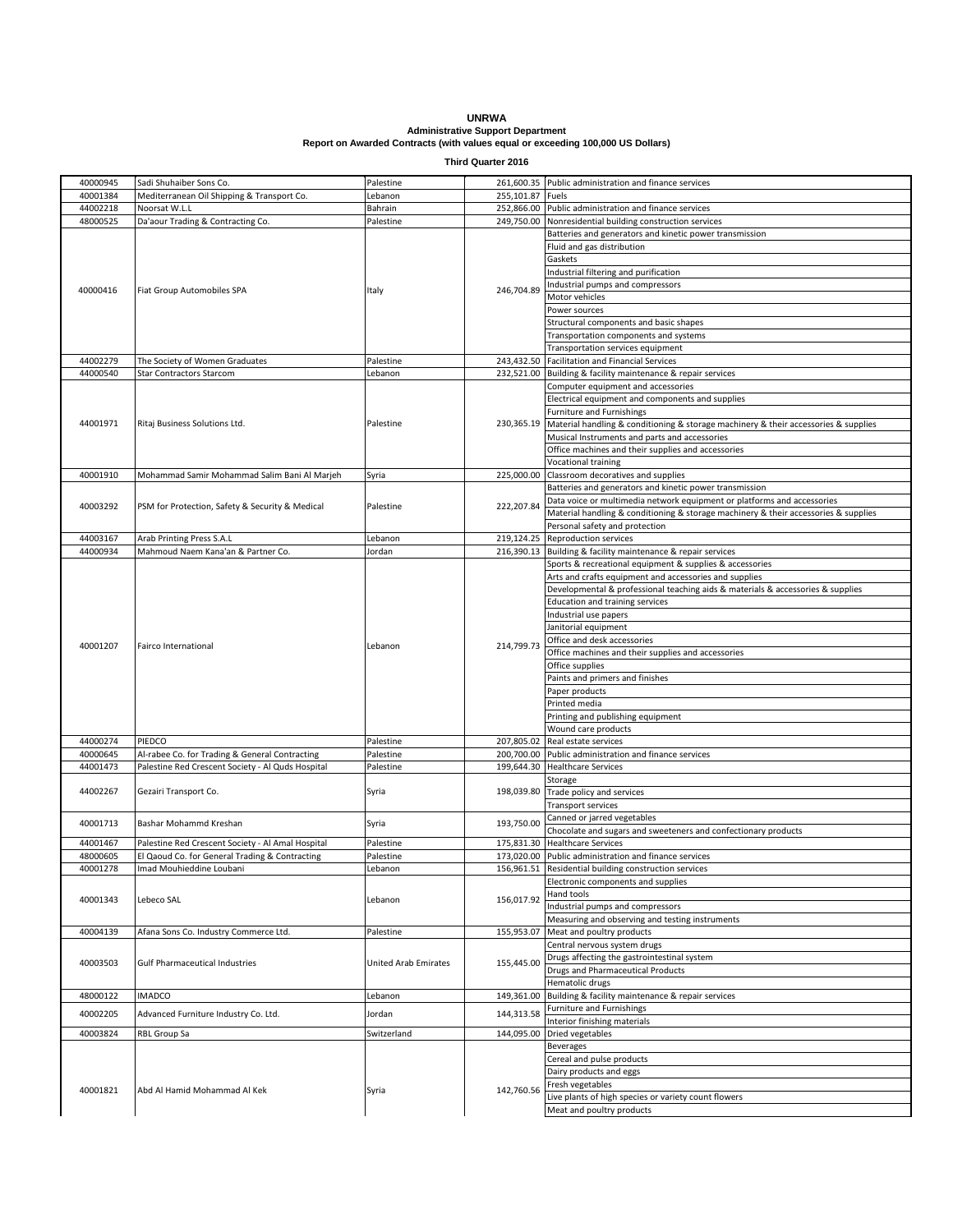# UNRWA

## Administrative Support Department

### Report on Awarded Contracts (with values equal or exceeding 100,000 US Dollars)

**Third Quarter 2016**

| | | | | |
|---|---|---|---|---|
| 40000945 | Sadi Shuhaiber Sons Co. | Palestine | 261,600.35 | Public administration and finance services |
| 40001384 | Mediterranean Oil Shipping & Transport Co. | Lebanon | 255,101.87 | Fuels |
| 44002218 | Noorsat W.L.L | Bahrain | 252,866.00 | Public administration and finance services |
| 48000525 | Da'aour Trading & Contracting Co. | Palestine | 249,750.00 | Nonresidential building construction services |
| 40000416 | Fiat Group Automobiles SPA | Italy | 246,704.89 | Batteries and generators and kinetic power transmission |
| | | | | Fluid and gas distribution |
| | | | | Gaskets |
| | | | | Industrial filtering and purification |
| | | | | Industrial pumps and compressors |
| | | | | Motor vehicles |
| | | | | Power sources |
| | | | | Structural components and basic shapes |
| | | | | Transportation components and systems |
| | | | | Transportation services equipment |
| 44002279 | The Society of Women Graduates | Palestine | 243,432.50 | Facilitation and Financial Services |
| 44000540 | Star Contractors Starcom | Lebanon | 232,521.00 | Building & facility maintenance & repair services |
| 44001971 | Ritaj Business Solutions Ltd. | Palestine | 230,365.19 | Computer equipment and accessories |
| | | | | Electrical equipment and components and supplies |
| | | | | Furniture and Furnishings |
| | | | | Material handling & conditioning & storage machinery & their accessories & supplies |
| | | | | Musical Instruments and parts and accessories |
| | | | | Office machines and their supplies and accessories |
| | | | | Vocational training |
| 40001910 | Mohammad Samir Mohammad Salim Bani Al Marjeh | Syria | 225,000.00 | Classroom decoratives and supplies |
| 40003292 | PSM for Protection, Safety & Security & Medical | Palestine | 222,207.84 | Batteries and generators and kinetic power transmission |
| | | | | Data voice or multimedia network equipment or platforms and accessories |
| | | | | Material handling & conditioning & storage machinery & their accessories & supplies |
| | | | | Personal safety and protection |
| 44003167 | Arab Printing Press S.A.L | Lebanon | 219,124.25 | Reproduction services |
| 44000934 | Mahmoud Naem Kana'an & Partner Co. | Jordan | 216,390.13 | Building & facility maintenance & repair services |
| 40001207 | Fairco International | Lebanon | 214,799.73 | Sports & recreational equipment & supplies & accessories |
| | | | | Arts and crafts equipment and accessories and supplies |
| | | | | Developmental & professional teaching aids & materials & accessories & supplies |
| | | | | Education and training services |
| | | | | Industrial use papers |
| | | | | Janitorial equipment |
| | | | | Office and desk accessories |
| | | | | Office machines and their supplies and accessories |
| | | | | Office supplies |
| | | | | Paints and primers and finishes |
| | | | | Paper products |
| | | | | Printed media |
| | | | | Printing and publishing equipment |
| | | | | Wound care products |
| 44000274 | PIEDCO | Palestine | 207,805.02 | Real estate services |
| 40000645 | Al-rabee Co. for Trading & General Contracting | Palestine | 200,700.00 | Public administration and finance services |
| 44001473 | Palestine Red Crescent Society - Al Quds Hospital | Palestine | 199,644.30 | Healthcare Services |
| 44002267 | Gezairi Transport Co. | Syria | 198,039.80 | Storage |
| | | | | Trade policy and services |
| | | | | Transport services |
| 40001713 | Bashar Mohammd Kreshan | Syria | 193,750.00 | Canned or jarred vegetables |
| | | | | Chocolate and sugars and sweeteners and confectionary products |
| 44001467 | Palestine Red Crescent Society - Al Amal Hospital | Palestine | 175,831.30 | Healthcare Services |
| 48000605 | El Qaoud Co. for General Trading & Contracting | Palestine | 173,020.00 | Public administration and finance services |
| 40001278 | Imad Mouhieddine Loubani | Lebanon | 156,961.51 | Residential building construction services |
| 40001343 | Lebeco SAL | Lebanon | 156,017.92 | Electronic components and supplies |
| | | | | Hand tools |
| | | | | Industrial pumps and compressors |
| | | | | Measuring and observing and testing instruments |
| 40004139 | Afana Sons Co. Industry Commerce Ltd. | Palestine | 155,953.07 | Meat and poultry products |
| 40003503 | Gulf Pharmaceutical Industries | United Arab Emirates | 155,445.00 | Central nervous system drugs |
| | | | | Drugs affecting the gastrointestinal system |
| | | | | Drugs and Pharmaceutical Products |
| | | | | Hematolic drugs |
| 48000122 | IMADCO | Lebanon | 149,361.00 | Building & facility maintenance & repair services |
| 40002205 | Advanced Furniture Industry Co. Ltd. | Jordan | 144,313.58 | Furniture and Furnishings |
| | | | | Interior finishing materials |
| 40003824 | RBL Group Sa | Switzerland | 144,095.00 | Dried vegetables |
| 40001821 | Abd Al Hamid Mohammad Al Kek | Syria | 142,760.56 | Beverages |
| | | | | Cereal and pulse products |
| | | | | Dairy products and eggs |
| | | | | Fresh vegetables |
| | | | | Live plants of high species or variety count flowers |
| | | | | Meat and poultry products |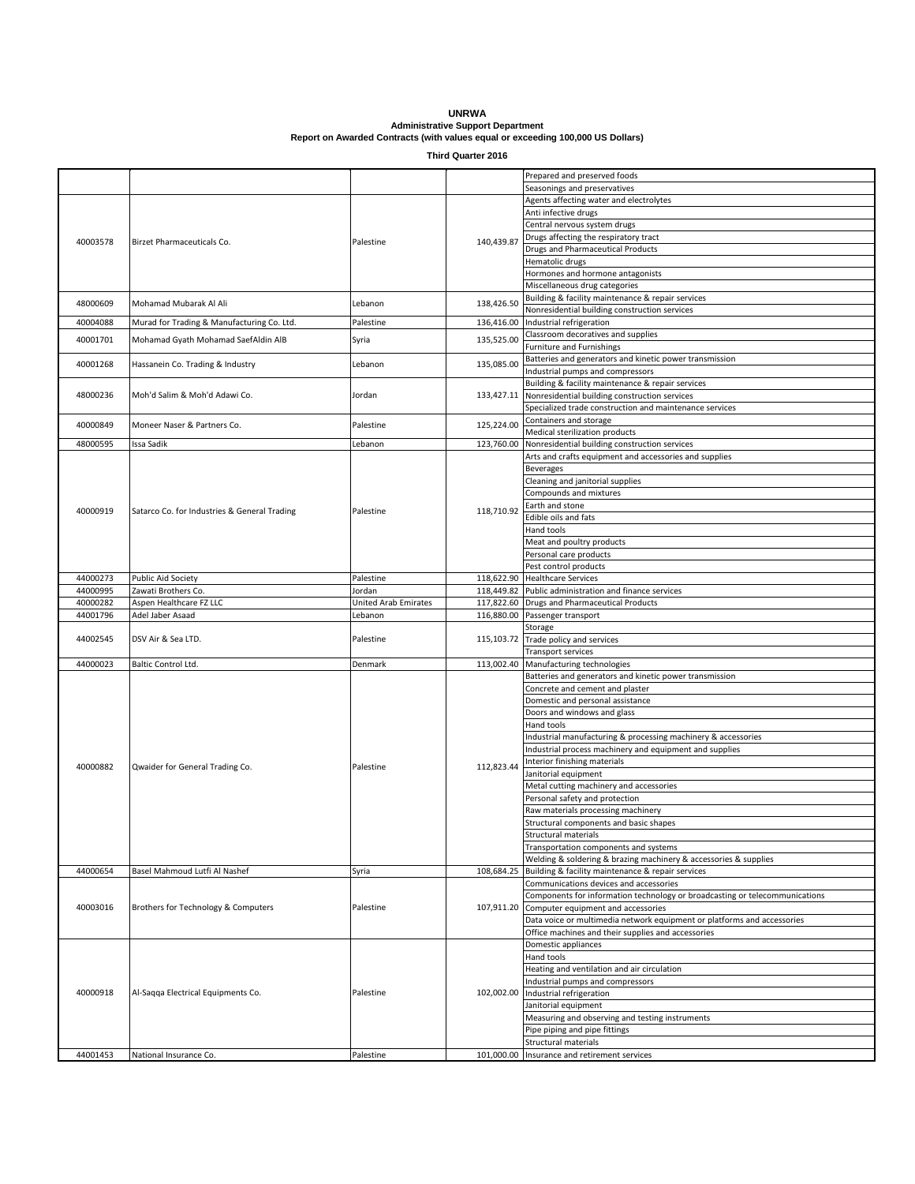**UNRWA**
**Administrative Support Department**
**Report on Awarded Contracts (with values equal or exceeding 100,000 US Dollars)**

**Third Quarter 2016**

| | | | | |
|---|---|---|---|---|
| | | | | Prepared and preserved foods |
| | | | | Seasonings and preservatives |
| 40003578 | Birzet Pharmaceuticals Co. | Palestine | 140,439.87 | Agents affecting water and electrolytes |
| | | | | Anti infective drugs |
| | | | | Central nervous system drugs |
| | | | | Drugs affecting the respiratory tract |
| | | | | Drugs and Pharmaceutical Products |
| | | | | Hematolic drugs |
| | | | | Hormones and hormone antagonists |
| | | | | Miscellaneous drug categories |
| 48000609 | Mohamad Mubarak Al Ali | Lebanon | 138,426.50 | Building & facility maintenance & repair services |
| | | | | Nonresidential building construction services |
| 40004088 | Murad for Trading & Manufacturing Co. Ltd. | Palestine | 136,416.00 | Industrial refrigeration |
| 40001701 | Mohamad Gyath Mohamad SaefAldin AlB | Syria | 135,525.00 | Classroom decoratives and supplies |
| | | | | Furniture and Furnishings |
| 40001268 | Hassanein Co. Trading & Industry | Lebanon | 135,085.00 | Batteries and generators and kinetic power transmission |
| | | | | Industrial pumps and compressors |
| 48000236 | Moh'd Salim & Moh'd Adawi Co. | Jordan | 133,427.11 | Building & facility maintenance & repair services |
| | | | | Nonresidential building construction services |
| | | | | Specialized trade construction and maintenance services |
| 40000849 | Moneer Naser & Partners Co. | Palestine | 125,224.00 | Containers and storage |
| | | | | Medical sterilization products |
| 48000595 | Issa Sadik | Lebanon | 123,760.00 | Nonresidential building construction services |
| 40000919 | Satarco Co. for Industries & General Trading | Palestine | 118,710.92 | Arts and crafts equipment and accessories and supplies |
| | | | | Beverages |
| | | | | Cleaning and janitorial supplies |
| | | | | Compounds and mixtures |
| | | | | Earth and stone |
| | | | | Edible oils and fats |
| | | | | Hand tools |
| | | | | Meat and poultry products |
| | | | | Personal care products |
| | | | | Pest control products |
| 44000273 | Public Aid Society | Palestine | 118,622.90 | Healthcare Services |
| 44000995 | Zawati Brothers Co. | Jordan | 118,449.82 | Public administration and finance services |
| 40000282 | Aspen Healthcare FZ LLC | United Arab Emirates | 117,822.60 | Drugs and Pharmaceutical Products |
| 44001796 | Adel Jaber Asaad | Lebanon | 116,880.00 | Passenger transport |
| 44002545 | DSV Air & Sea LTD. | Palestine | 115,103.72 | Storage |
| | | | | Trade policy and services |
| | | | | Transport services |
| 44000023 | Baltic Control Ltd. | Denmark | 113,002.40 | Manufacturing technologies |
| 40000882 | Qwaider for General Trading Co. | Palestine | 112,823.44 | Batteries and generators and kinetic power transmission |
| | | | | Concrete and cement and plaster |
| | | | | Domestic and personal assistance |
| | | | | Doors and windows and glass |
| | | | | Hand tools |
| | | | | Industrial manufacturing & processing machinery & accessories |
| | | | | Industrial process machinery and equipment and supplies |
| | | | | Interior finishing materials |
| | | | | Janitorial equipment |
| | | | | Metal cutting machinery and accessories |
| | | | | Personal safety and protection |
| | | | | Raw materials processing machinery |
| | | | | Structural components and basic shapes |
| | | | | Structural materials |
| | | | | Transportation components and systems |
| | | | | Welding & soldering & brazing machinery & accessories & supplies |
| 44000654 | Basel Mahmoud Lutfi Al Nashef | Syria | 108,684.25 | Building & facility maintenance & repair services |
| 40003016 | Brothers for Technology & Computers | Palestine | 107,911.20 | Communications devices and accessories |
| | | | | Components for information technology or broadcasting or telecommunications |
| | | | | Computer equipment and accessories |
| | | | | Data voice or multimedia network equipment or platforms and accessories |
| | | | | Office machines and their supplies and accessories |
| 40000918 | Al-Saqqa Electrical Equipments Co. | Palestine | 102,002.00 | Domestic appliances |
| | | | | Hand tools |
| | | | | Heating and ventilation and air circulation |
| | | | | Industrial pumps and compressors |
| | | | | Industrial refrigeration |
| | | | | Janitorial equipment |
| | | | | Measuring and observing and testing instruments |
| | | | | Pipe piping and pipe fittings |
| | | | | Structural materials |
| 44001453 | National Insurance Co. | Palestine | 101,000.00 | Insurance and retirement services |